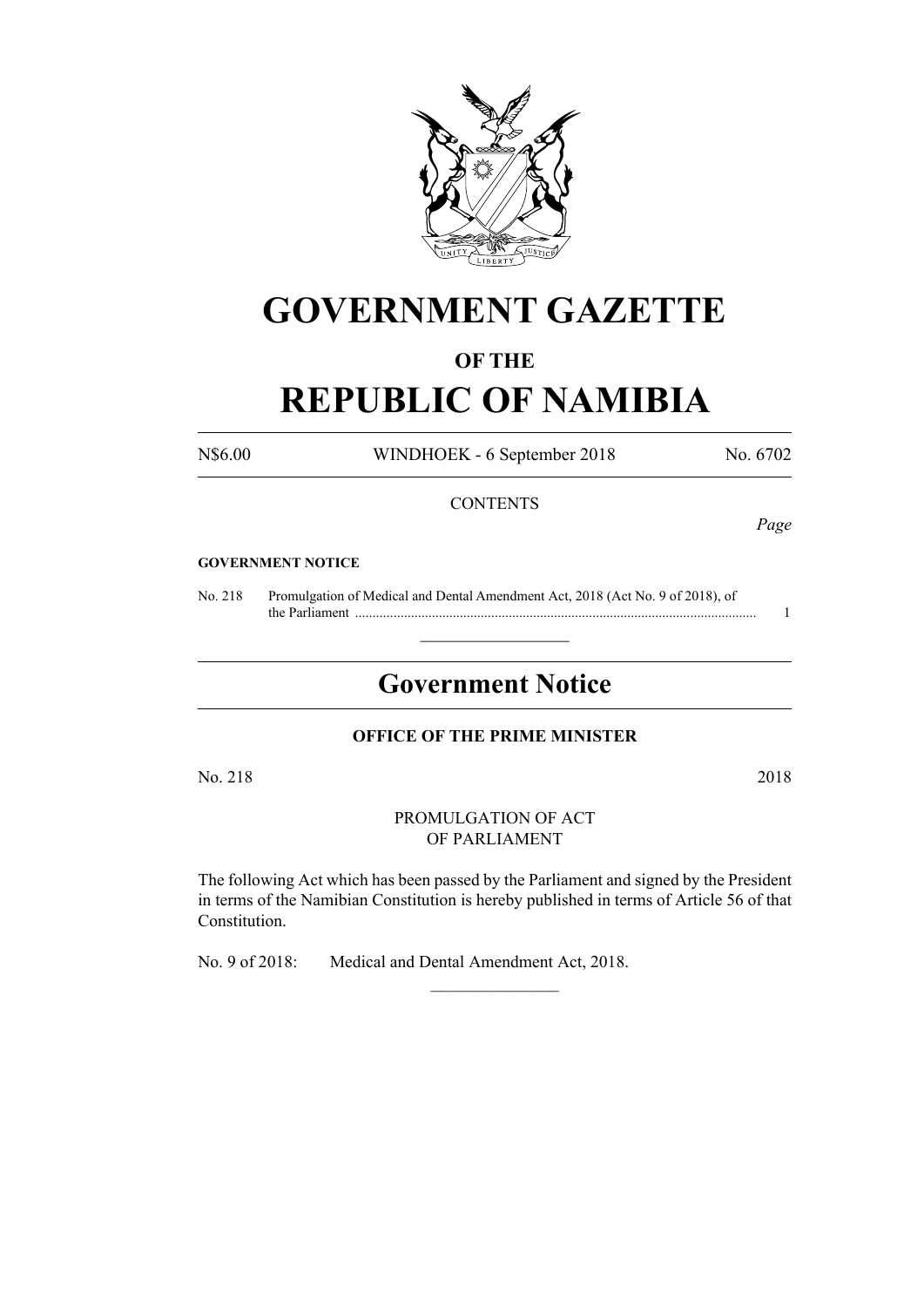# GOVERNMENT GAZETTE

## OF THE

# REPUBLIC OF NAMIBIA

N$6.00 WINDHOEK - 6 September 2018 No. 6702

CONTENTS

*Page*

**GOVERNMENT NOTICE**

No. 218 Promulgation of Medical and Dental Amendment Act, 2018 (Act No. 9 of 2018), of the Parliament .................................................................................................................... 1

---

## Government Notice

**OFFICE OF THE PRIME MINISTER**

No. 218 2018

PROMULGATION OF ACT
OF PARLIAMENT

The following Act which has been passed by the Parliament and signed by the President in terms of the Namibian Constitution is hereby published in terms of Article 56 of that Constitution.

No. 9 of 2018: Medical and Dental Amendment Act, 2018.

---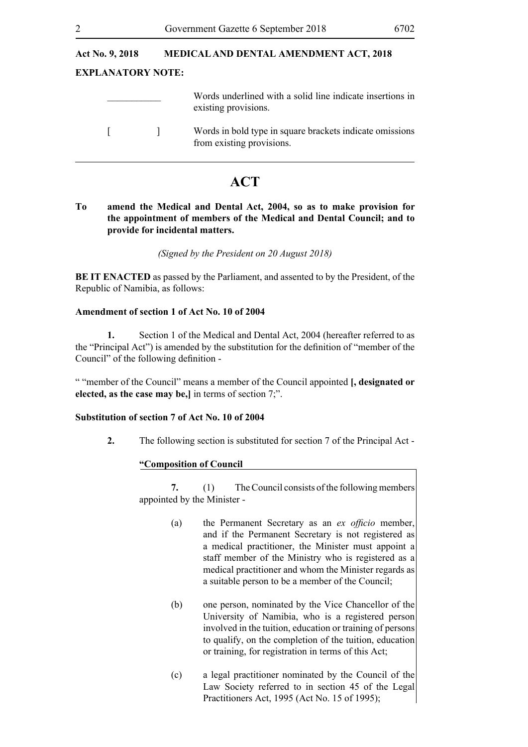**Act No. 9, 2018 MEDICAL AND DENTAL AMENDMENT ACT, 2018**

**EXPLANATORY NOTE:**

| | |
|---|---|
| \_\_\_\_\_\_\_\_\_\_\_ | Words underlined with a solid line indicate insertions in existing provisions. |
| [ ] | Words in bold type in square brackets indicate omissions from existing provisions. |

---

# ACT

**To amend the Medical and Dental Act, 2004, so as to make provision for the appointment of members of the Medical and Dental Council; and to provide for incidental matters.**

*(Signed by the President on 20 August 2018)*

**BE IT ENACTED** as passed by the Parliament, and assented to by the President, of the Republic of Namibia, as follows:

**Amendment of section 1 of Act No. 10 of 2004**

**1.** Section 1 of the Medical and Dental Act, 2004 (hereafter referred to as the "Principal Act") is amended by the substitution for the definition of "member of the Council" of the following definition -

" "member of the Council" means a member of the Council appointed **[, designated or elected, as the case may be,]** in terms of section 7;".

**Substitution of section 7 of Act No. 10 of 2004**

**2.** The following section is substituted for section 7 of the Principal Act -

**"Composition of Council**

**7.** (1) The Council consists of the following members appointed by the Minister -

(a) the Permanent Secretary as an *ex officio* member, and if the Permanent Secretary is not registered as a medical practitioner, the Minister must appoint a staff member of the Ministry who is registered as a medical practitioner and whom the Minister regards as a suitable person to be a member of the Council;

(b) one person, nominated by the Vice Chancellor of the University of Namibia, who is a registered person involved in the tuition, education or training of persons to qualify, on the completion of the tuition, education or training, for registration in terms of this Act;

(c) a legal practitioner nominated by the Council of the Law Society referred to in section 45 of the Legal Practitioners Act, 1995 (Act No. 15 of 1995);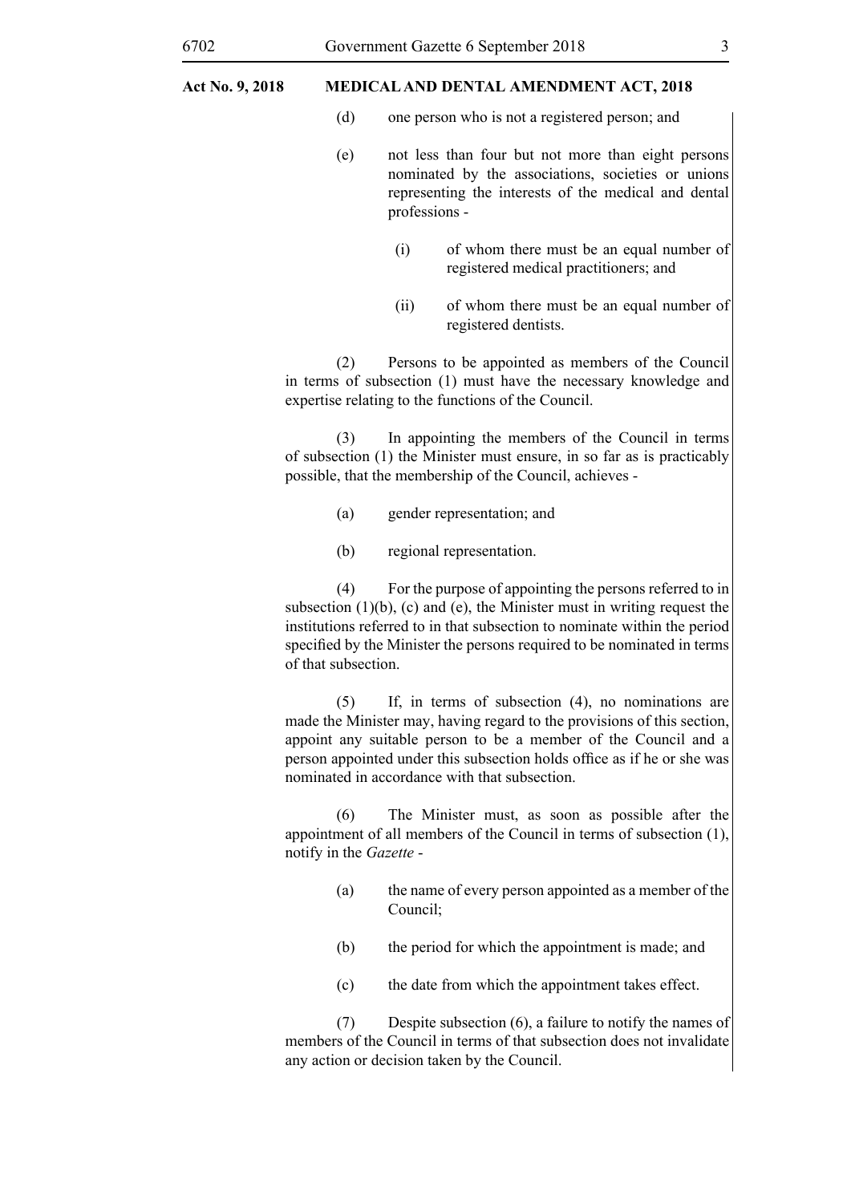(d) one person who is not a registered person; and

(e) not less than four but not more than eight persons nominated by the associations, societies or unions representing the interests of the medical and dental professions -

  (i) of whom there must be an equal number of registered medical practitioners; and

  (ii) of whom there must be an equal number of registered dentists.

(2) Persons to be appointed as members of the Council in terms of subsection (1) must have the necessary knowledge and expertise relating to the functions of the Council.

(3) In appointing the members of the Council in terms of subsection (1) the Minister must ensure, in so far as is practicably possible, that the membership of the Council, achieves -

(a) gender representation; and

(b) regional representation.

(4) For the purpose of appointing the persons referred to in subsection (1)(b), (c) and (e), the Minister must in writing request the institutions referred to in that subsection to nominate within the period specified by the Minister the persons required to be nominated in terms of that subsection.

(5) If, in terms of subsection (4), no nominations are made the Minister may, having regard to the provisions of this section, appoint any suitable person to be a member of the Council and a person appointed under this subsection holds office as if he or she was nominated in accordance with that subsection.

(6) The Minister must, as soon as possible after the appointment of all members of the Council in terms of subsection (1), notify in the *Gazette* -

(a) the name of every person appointed as a member of the Council;

(b) the period for which the appointment is made; and

(c) the date from which the appointment takes effect.

(7) Despite subsection (6), a failure to notify the names of members of the Council in terms of that subsection does not invalidate any action or decision taken by the Council.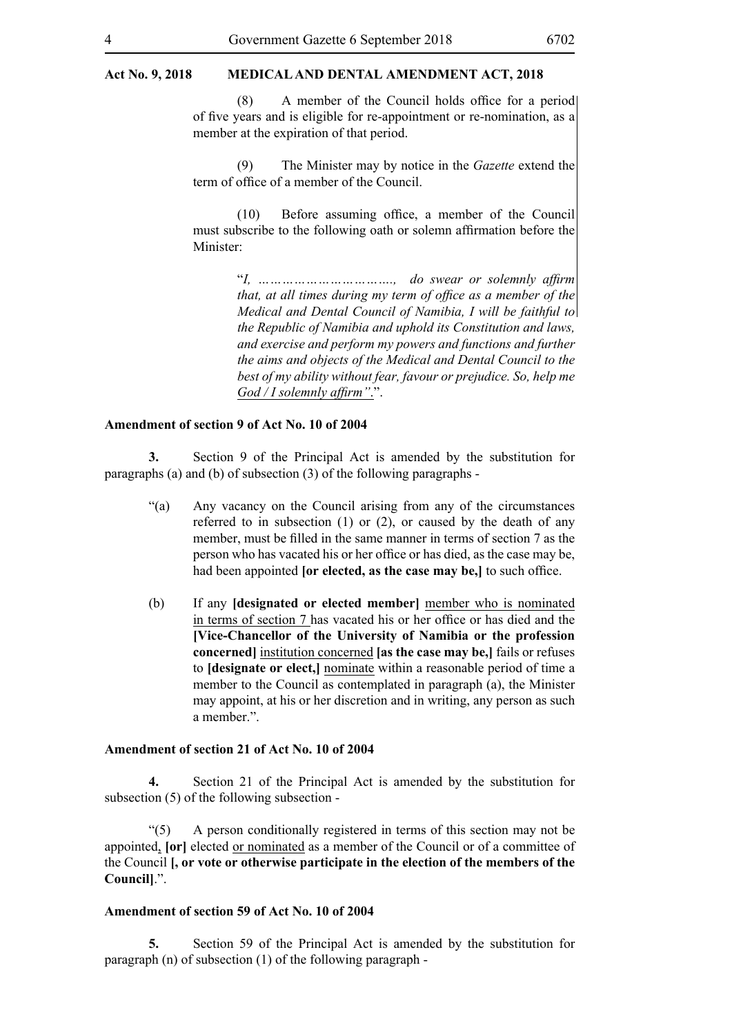(8) A member of the Council holds office for a period of five years and is eligible for re-appointment or re-nomination, as a member at the expiration of that period.

(9) The Minister may by notice in the *Gazette* extend the term of office of a member of the Council.

(10) Before assuming office, a member of the Council must subscribe to the following oath or solemn affirmation before the Minister:

> "*I, ……………………………., do swear or solemnly affirm that, at all times during my term of office as a member of the Medical and Dental Council of Namibia, I will be faithful to the Republic of Namibia and uphold its Constitution and laws, and exercise and perform my powers and functions and further the aims and objects of the Medical and Dental Council to the best of my ability without fear, favour or prejudice. So, help me God / I solemnly affirm".*".

**Amendment of section 9 of Act No. 10 of 2004**

**3.** Section 9 of the Principal Act is amended by the substitution for paragraphs (a) and (b) of subsection (3) of the following paragraphs -

"(a) Any vacancy on the Council arising from any of the circumstances referred to in subsection (1) or (2), or caused by the death of any member, must be filled in the same manner in terms of section 7 as the person who has vacated his or her office or has died, as the case may be, had been appointed **[or elected, as the case may be,]** to such office.

(b) If any **[designated or elected member]** member who is nominated in terms of section 7 has vacated his or her office or has died and the **[Vice-Chancellor of the University of Namibia or the profession concerned]** institution concerned **[as the case may be,]** fails or refuses to **[designate or elect,]** nominate within a reasonable period of time a member to the Council as contemplated in paragraph (a), the Minister may appoint, at his or her discretion and in writing, any person as such a member.".

**Amendment of section 21 of Act No. 10 of 2004**

**4.** Section 21 of the Principal Act is amended by the substitution for subsection (5) of the following subsection -

"(5) A person conditionally registered in terms of this section may not be appointed, **[or]** elected or nominated as a member of the Council or of a committee of the Council **[, or vote or otherwise participate in the election of the members of the Council]**.".

**Amendment of section 59 of Act No. 10 of 2004**

**5.** Section 59 of the Principal Act is amended by the substitution for paragraph (n) of subsection (1) of the following paragraph -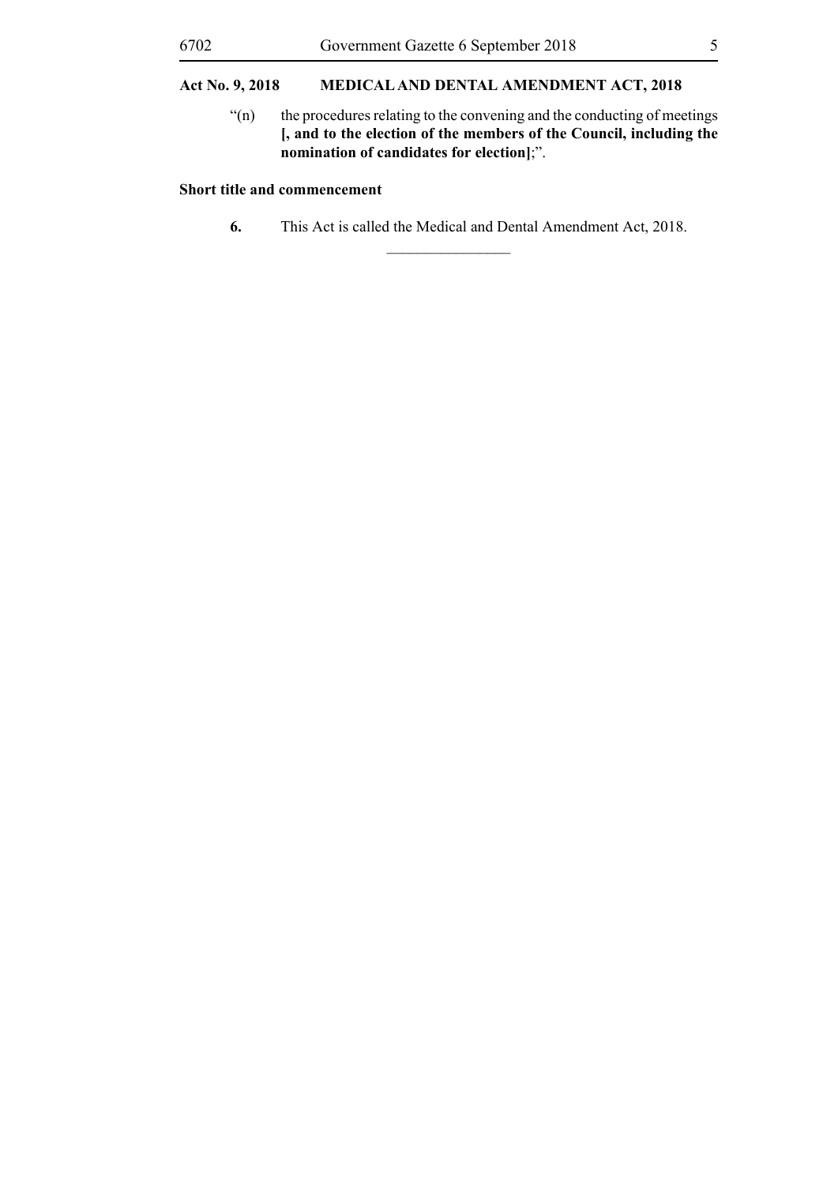"(n) the procedures relating to the convening and the conducting of meetings **[, and to the election of the members of the Council, including the nomination of candidates for election]**;".

**Short title and commencement**

**6.** This Act is called the Medical and Dental Amendment Act, 2018.

________________